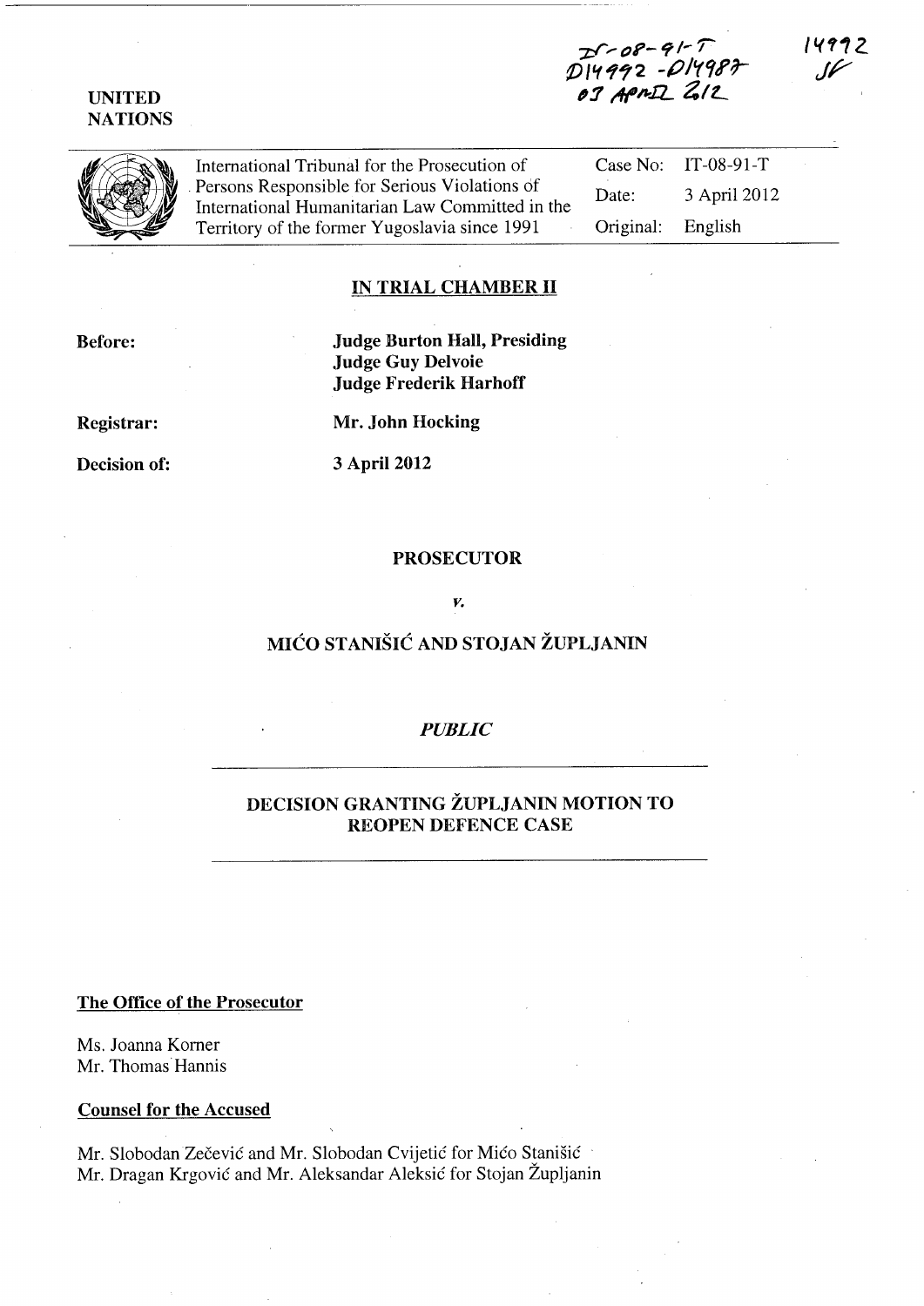IT-08-91-T
D14992 - D14987
03 APRIL 2012

14992
JF

UNITED NATIONS

| International Tribunal for the Prosecution of Persons Responsible for Serious Violations of International Humanitarian Law Committed in the Territory of the former Yugoslavia since 1991 | Case No: | IT-08-91-T |
|---|---|---|
| | Date: | 3 April 2012 |
| | Original: | English |

## IN TRIAL CHAMBER II

**Before:** **Judge Burton Hall, Presiding**
**Judge Guy Delvoie**
**Judge Frederik Harhoff**

**Registrar:** **Mr. John Hocking**

**Decision of:** **3 April 2012**

**PROSECUTOR**

*v.*

**MIĆO STANIŠIĆ AND STOJAN ŽUPLJANIN**

*PUBLIC*

**DECISION GRANTING ŽUPLJANIN MOTION TO REOPEN DEFENCE CASE**

**The Office of the Prosecutor**

Ms. Joanna Korner
Mr. Thomas Hannis

**Counsel for the Accused**

Mr. Slobodan Zečević and Mr. Slobodan Cvijetić for Mićo Stanišić
Mr. Dragan Krgović and Mr. Aleksandar Aleksić for Stojan Župljanin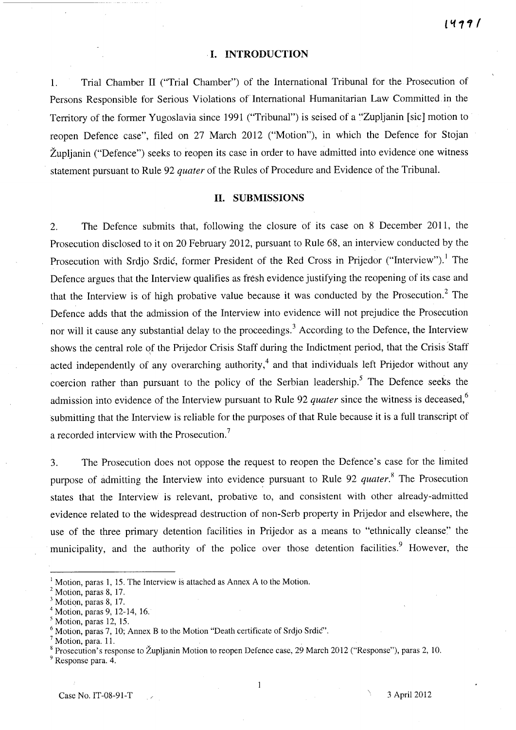## I. INTRODUCTION

1. Trial Chamber II ("Trial Chamber") of the International Tribunal for the Prosecution of Persons Responsible for Serious Violations of International Humanitarian Law Committed in the Territory of the former Yugoslavia since 1991 ("Tribunal") is seised of a "Zupljanin [sic] motion to reopen Defence case", filed on 27 March 2012 ("Motion"), in which the Defence for Stojan Župljanin ("Defence") seeks to reopen its case in order to have admitted into evidence one witness statement pursuant to Rule 92 *quater* of the Rules of Procedure and Evidence of the Tribunal.

## II. SUBMISSIONS

2. The Defence submits that, following the closure of its case on 8 December 2011, the Prosecution disclosed to it on 20 February 2012, pursuant to Rule 68, an interview conducted by the Prosecution with Srdjo Srdić, former President of the Red Cross in Prijedor ("Interview").[1] The Defence argues that the Interview qualifies as fresh evidence justifying the reopening of its case and that the Interview is of high probative value because it was conducted by the Prosecution.[2] The Defence adds that the admission of the Interview into evidence will not prejudice the Prosecution nor will it cause any substantial delay to the proceedings.[3] According to the Defence, the Interview shows the central role of the Prijedor Crisis Staff during the Indictment period, that the Crisis Staff acted independently of any overarching authority,[4] and that individuals left Prijedor without any coercion rather than pursuant to the policy of the Serbian leadership.[5] The Defence seeks the admission into evidence of the Interview pursuant to Rule 92 *quater* since the witness is deceased,[6] submitting that the Interview is reliable for the purposes of that Rule because it is a full transcript of a recorded interview with the Prosecution.[7]

3. The Prosecution does not oppose the request to reopen the Defence's case for the limited purpose of admitting the Interview into evidence pursuant to Rule 92 *quater*.[8] The Prosecution states that the Interview is relevant, probative to, and consistent with other already-admitted evidence related to the widespread destruction of non-Serb property in Prijedor and elsewhere, the use of the three primary detention facilities in Prijedor as a means to "ethnically cleanse" the municipality, and the authority of the police over those detention facilities.[9] However, the

---

[1] Motion, paras 1, 15. The Interview is attached as Annex A to the Motion.
[2] Motion, paras 8, 17.
[3] Motion, paras 8, 17.
[4] Motion, paras 9, 12-14, 16.
[5] Motion, paras 12, 15.
[6] Motion, paras 7, 10; Annex B to the Motion "Death certificate of Srdjo Srdić".
[7] Motion, para. 11.
[8] Prosecution's response to Župljanin Motion to reopen Defence case, 29 March 2012 ("Response"), paras 2, 10.
[9] Response para. 4.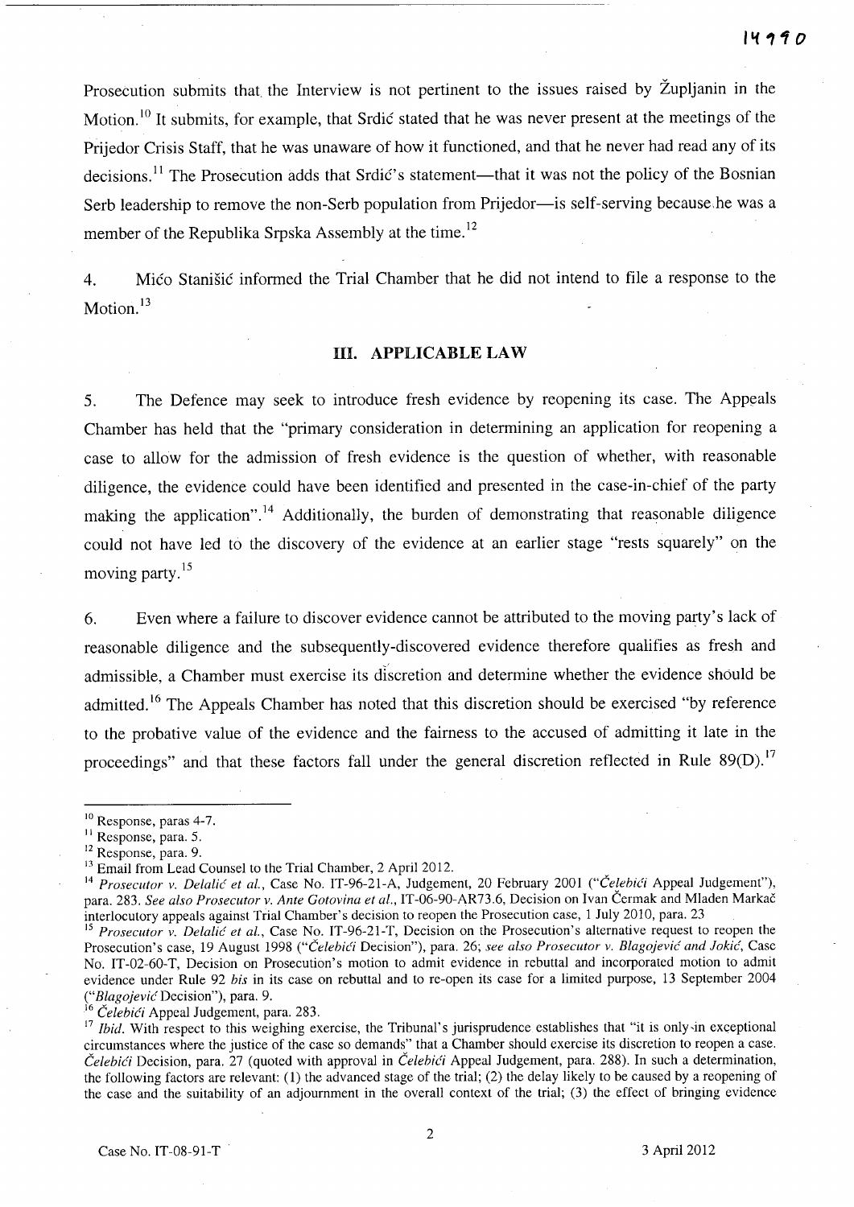Prosecution submits that the Interview is not pertinent to the issues raised by Župljanin in the Motion.[10] It submits, for example, that Srdić stated that he was never present at the meetings of the Prijedor Crisis Staff, that he was unaware of how it functioned, and that he never had read any of its decisions.[11] The Prosecution adds that Srdić's statement—that it was not the policy of the Bosnian Serb leadership to remove the non-Serb population from Prijedor—is self-serving because he was a member of the Republika Srpska Assembly at the time.[12]

4. Mićo Stanišić informed the Trial Chamber that he did not intend to file a response to the Motion.[13]

## III. APPLICABLE LAW

5. The Defence may seek to introduce fresh evidence by reopening its case. The Appeals Chamber has held that the "primary consideration in determining an application for reopening a case to allow for the admission of fresh evidence is the question of whether, with reasonable diligence, the evidence could have been identified and presented in the case-in-chief of the party making the application".[14] Additionally, the burden of demonstrating that reasonable diligence could not have led to the discovery of the evidence at an earlier stage "rests squarely" on the moving party.[15]

6. Even where a failure to discover evidence cannot be attributed to the moving party's lack of reasonable diligence and the subsequently-discovered evidence therefore qualifies as fresh and admissible, a Chamber must exercise its discretion and determine whether the evidence should be admitted.[16] The Appeals Chamber has noted that this discretion should be exercised "by reference to the probative value of the evidence and the fairness to the accused of admitting it late in the proceedings" and that these factors fall under the general discretion reflected in Rule 89(D).[17]

---

[10] Response, paras 4-7.

[11] Response, para. 5.

[12] Response, para. 9.

[13] Email from Lead Counsel to the Trial Chamber, 2 April 2012.

[14] *Prosecutor v. Delalić et al.*, Case No. IT-96-21-A, Judgement, 20 February 2001 ("*Čelebići* Appeal Judgement"), para. 283. *See also Prosecutor v. Ante Gotovina et al.*, IT-06-90-AR73.6, Decision on Ivan Čermak and Mladen Markač interlocutory appeals against Trial Chamber's decision to reopen the Prosecution case, 1 July 2010, para. 23

[15] *Prosecutor v. Delalić et al.*, Case No. IT-96-21-T, Decision on the Prosecution's alternative request to reopen the Prosecution's case, 19 August 1998 ("*Čelebići* Decision"), para. 26; *see also Prosecutor v. Blagojević and Jokić*, Case No. IT-02-60-T, Decision on Prosecution's motion to admit evidence in rebuttal and incorporated motion to admit evidence under Rule 92 *bis* in its case on rebuttal and to re-open its case for a limited purpose, 13 September 2004 ("*Blagojević* Decision"), para. 9.

[16] *Čelebići* Appeal Judgement, para. 283.

[17] *Ibid.* With respect to this weighing exercise, the Tribunal's jurisprudence establishes that "it is only in exceptional circumstances where the justice of the case so demands" that a Chamber should exercise its discretion to reopen a case. *Čelebići* Decision, para. 27 (quoted with approval in *Čelebići* Appeal Judgement, para. 288). In such a determination, the following factors are relevant: (1) the advanced stage of the trial; (2) the delay likely to be caused by a reopening of the case and the suitability of an adjournment in the overall context of the trial; (3) the effect of bringing evidence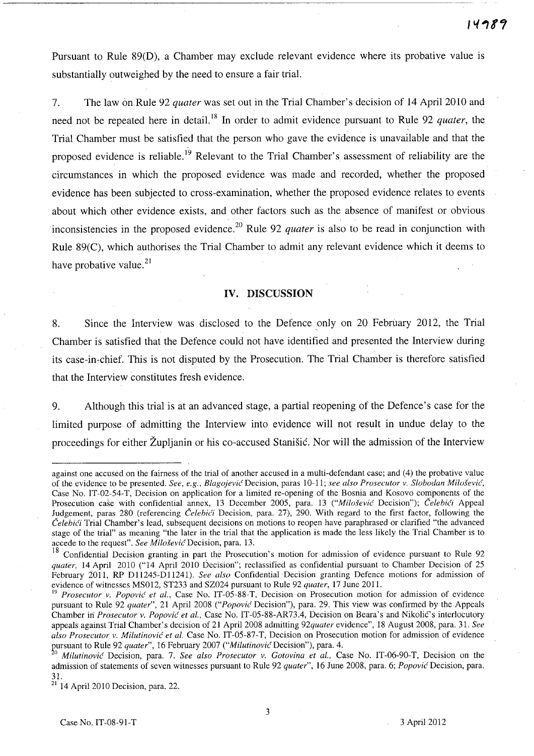Pursuant to Rule 89(D), a Chamber may exclude relevant evidence where its probative value is substantially outweighed by the need to ensure a fair trial.

7. The law on Rule 92 *quater* was set out in the Trial Chamber's decision of 14 April 2010 and need not be repeated here in detail.[18] In order to admit evidence pursuant to Rule 92 *quater*, the Trial Chamber must be satisfied that the person who gave the evidence is unavailable and that the proposed evidence is reliable.[19] Relevant to the Trial Chamber's assessment of reliability are the circumstances in which the proposed evidence was made and recorded, whether the proposed evidence has been subjected to cross-examination, whether the proposed evidence relates to events about which other evidence exists, and other factors such as the absence of manifest or obvious inconsistencies in the proposed evidence.[20] Rule 92 *quater* is also to be read in conjunction with Rule 89(C), which authorises the Trial Chamber to admit any relevant evidence which it deems to have probative value.[21]

## IV. DISCUSSION

8. Since the Interview was disclosed to the Defence only on 20 February 2012, the Trial Chamber is satisfied that the Defence could not have identified and presented the Interview during its case-in-chief. This is not disputed by the Prosecution. The Trial Chamber is therefore satisfied that the Interview constitutes fresh evidence.

9. Although this trial is at an advanced stage, a partial reopening of the Defence's case for the limited purpose of admitting the Interview into evidence will not result in undue delay to the proceedings for either Župljanin or his co-accused Stanišić. Nor will the admission of the Interview

---

against one accused on the fairness of the trial of another accused in a multi-defendant case; and (4) the probative value of the evidence to be presented. *See, e.g., Blagojević* Decision, paras 10-11; *see also Prosecutor v. Slobodan Milošević*, Case No. IT-02-54-T, Decision on application for a limited re-opening of the Bosnia and Kosovo components of the Prosecution case with confidential annex, 13 December 2005, para. 13 ("*Milošević* Decision"); *Čelebići* Appeal Judgement, paras 280 (referencing *Čelebići* Decision, para. 27), 290. With regard to the first factor, following the *Čelebići* Trial Chamber's lead, subsequent decisions on motions to reopen have paraphrased or clarified "the advanced stage of the trial" as meaning "the later in the trial that the application is made the less likely the Trial Chamber is to accede to the request". *See Milošević* Decision, para. 13.

[18] Confidential Decision granting in part the Prosecution's motion for admission of evidence pursuant to Rule 92 *quater*, 14 April 2010 ("14 April 2010 Decision"; reclassified as confidential pursuant to Chamber Decision of 25 February 2011, RP D11245-D11241). *See also* Confidential Decision granting Defence motions for admission of evidence of witnesses MS012, ST233 and SZ024 pursuant to Rule 92 *quater*, 17 June 2011.

[19] *Prosecutor v. Popović et al.*, Case No. IT-05-88-T, Decision on Prosecution motion for admission of evidence pursuant to Rule 92 *quater*", 21 April 2008 ("*Popović* Decision"), para. 29. This view was confirmed by the Appeals Chamber in *Prosecutor v. Popović et al.*, Case No. IT-05-88-AR73.4, Decision on Beara's and Nikolić's interlocutory appeals against Trial Chamber's decision of 21 April 2008 admitting 92*quater* evidence", 18 August 2008, para. 31. *See also Prosecutor v. Milutinović et al.* Case No. IT-05-87-T, Decision on Prosecution motion for admission of evidence pursuant to Rule 92 *quater*", 16 February 2007 ("*Milutinović* Decision"), para. 4.

[20] *Milutinović* Decision, para. 7. *See also Prosecutor v. Gotovina et al.*, Case No. IT-06-90-T, Decision on the admission of statements of seven witnesses pursuant to Rule 92 *quater*", 16 June 2008, para. 6; *Popović* Decision, para. 31.

[21] 14 April 2010 Decision, para. 22.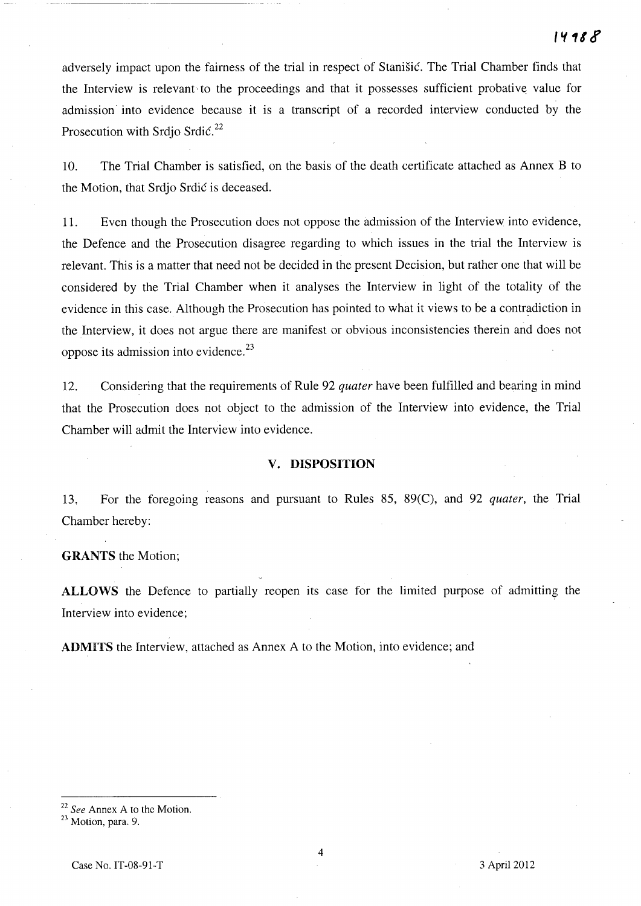adversely impact upon the fairness of the trial in respect of Stanišić. The Trial Chamber finds that the Interview is relevant to the proceedings and that it possesses sufficient probative value for admission into evidence because it is a transcript of a recorded interview conducted by the Prosecution with Srdjo Srdić.[22]

10. The Trial Chamber is satisfied, on the basis of the death certificate attached as Annex B to the Motion, that Srdjo Srdić is deceased.

11. Even though the Prosecution does not oppose the admission of the Interview into evidence, the Defence and the Prosecution disagree regarding to which issues in the trial the Interview is relevant. This is a matter that need not be decided in the present Decision, but rather one that will be considered by the Trial Chamber when it analyses the Interview in light of the totality of the evidence in this case. Although the Prosecution has pointed to what it views to be a contradiction in the Interview, it does not argue there are manifest or obvious inconsistencies therein and does not oppose its admission into evidence.[23]

12. Considering that the requirements of Rule 92 *quater* have been fulfilled and bearing in mind that the Prosecution does not object to the admission of the Interview into evidence, the Trial Chamber will admit the Interview into evidence.

## V. DISPOSITION

13. For the foregoing reasons and pursuant to Rules 85, 89(C), and 92 *quater*, the Trial Chamber hereby:

**GRANTS** the Motion;

**ALLOWS** the Defence to partially reopen its case for the limited purpose of admitting the Interview into evidence;

**ADMITS** the Interview, attached as Annex A to the Motion, into evidence; and

---

[22] *See* Annex A to the Motion.

[23] Motion, para. 9.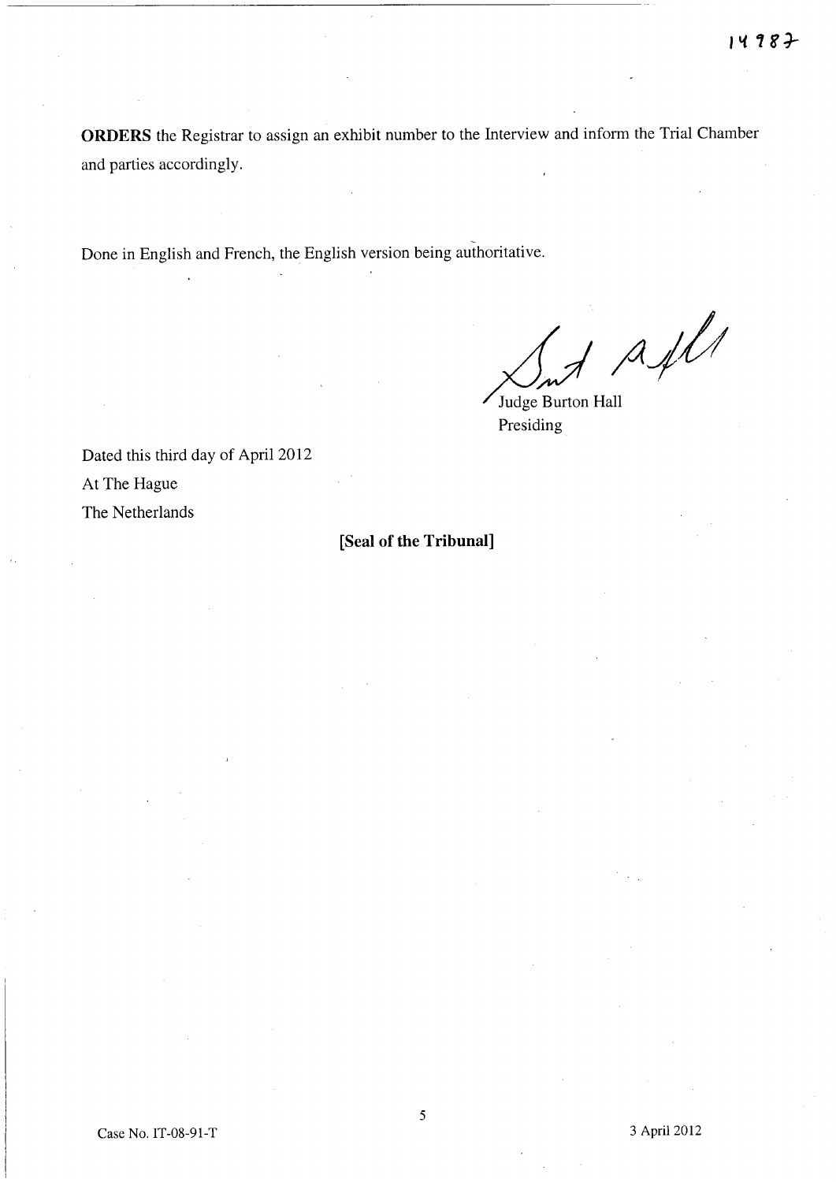**ORDERS** the Registrar to assign an exhibit number to the Interview and inform the Trial Chamber and parties accordingly.

Done in English and French, the English version being authoritative.

Judge Burton Hall
Presiding

Dated this third day of April 2012
At The Hague
The Netherlands

**[Seal of the Tribunal]**